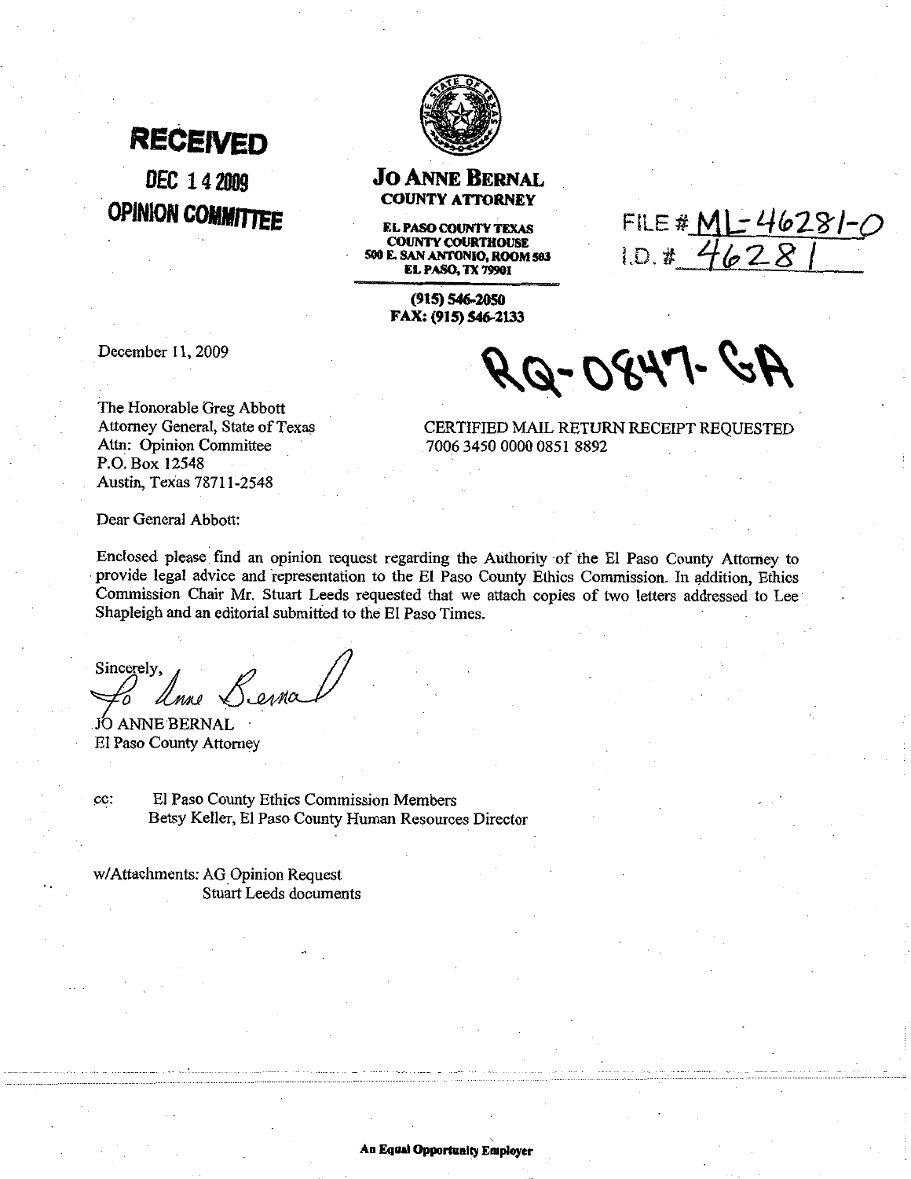**RECEIVED**

**DEC 14 2009**

**OPINION COMMITTEE**

# JO ANNE BERNAL
**COUNTY ATTORNEY**

**EL PASO COUNTY TEXAS**
**COUNTY COURTHOUSE**
**500 E. SAN ANTONIO, ROOM 503**
**EL PASO, TX 79901**

**(915) 546-2050**
**FAX: (915) 546-2133**

FILE # ML-46281-0
I.D. # 46281

December 11, 2009

**RQ-0847-GA**

The Honorable Greg Abbott
Attorney General, State of Texas
Attn: Opinion Committee
P.O. Box 12548
Austin, Texas 78711-2548

CERTIFIED MAIL RETURN RECEIPT REQUESTED
7006 3450 0000 0851 8892

Dear General Abbott:

Enclosed please find an opinion request regarding the Authority of the El Paso County Attorney to provide legal advice and representation to the El Paso County Ethics Commission. In addition, Ethics Commission Chair Mr. Stuart Leeds requested that we attach copies of two letters addressed to Lee Shapleigh and an editorial submitted to the El Paso Times.

Sincerely,

*Jo Anne Bernal*

JO ANNE BERNAL
El Paso County Attorney

cc: El Paso County Ethics Commission Members
Betsy Keller, El Paso County Human Resources Director

w/Attachments: AG Opinion Request
Stuart Leeds documents

An Equal Opportunity Employer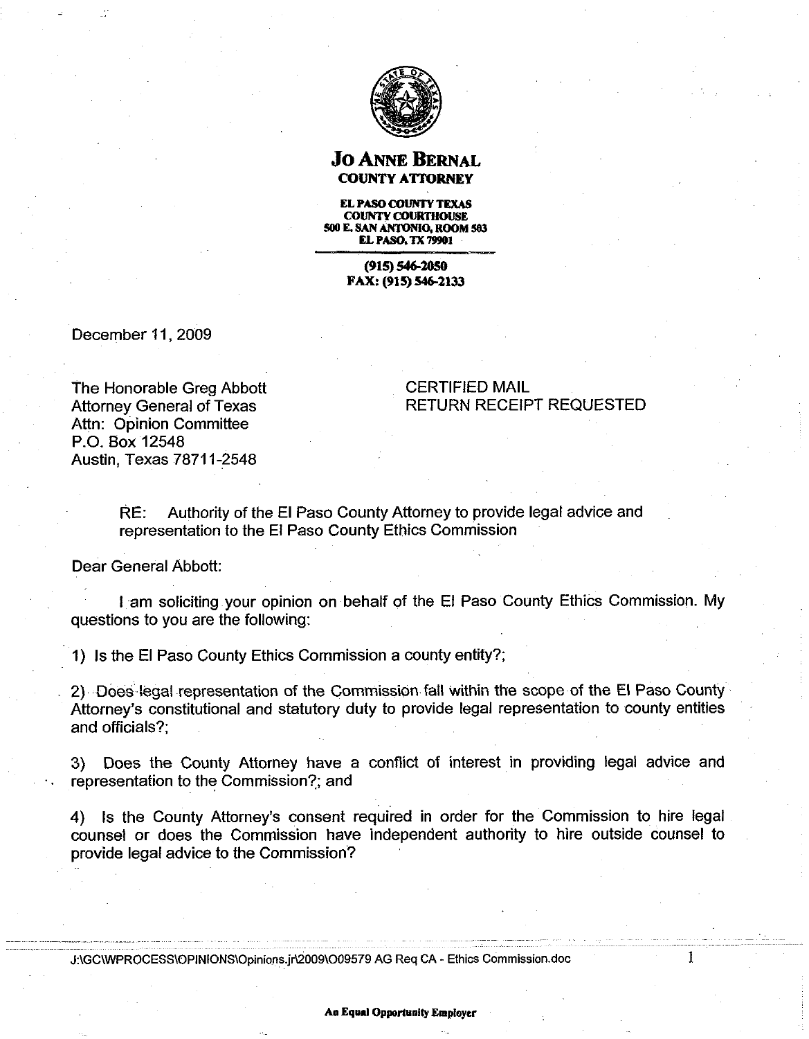# Jo Anne Bernal
**COUNTY ATTORNEY**

**EL PASO COUNTY TEXAS**
**COUNTY COURTHOUSE**
**500 E. SAN ANTONIO, ROOM 503**
**EL PASO, TX 79901**

**(915) 546-2050**
**FAX: (915) 546-2133**

December 11, 2009

The Honorable Greg Abbott
Attorney General of Texas
Attn: Opinion Committee
P.O. Box 12548
Austin, Texas 78711-2548

CERTIFIED MAIL
RETURN RECEIPT REQUESTED

RE: Authority of the El Paso County Attorney to provide legal advice and representation to the El Paso County Ethics Commission

Dear General Abbott:

I am soliciting your opinion on behalf of the El Paso County Ethics Commission. My questions to you are the following:

1) Is the El Paso County Ethics Commission a county entity?;

2) Does legal representation of the Commission fall within the scope of the El Paso County Attorney's constitutional and statutory duty to provide legal representation to county entities and officials?;

3) Does the County Attorney have a conflict of interest in providing legal advice and representation to the Commission?; and

4) Is the County Attorney's consent required in order for the Commission to hire legal counsel or does the Commission have independent authority to hire outside counsel to provide legal advice to the Commission?

J:\GC\WPROCESS\OPINIONS\Opinions.jr\2009\O09579 AG Req CA - Ethics Commission.doc

**An Equal Opportunity Employer**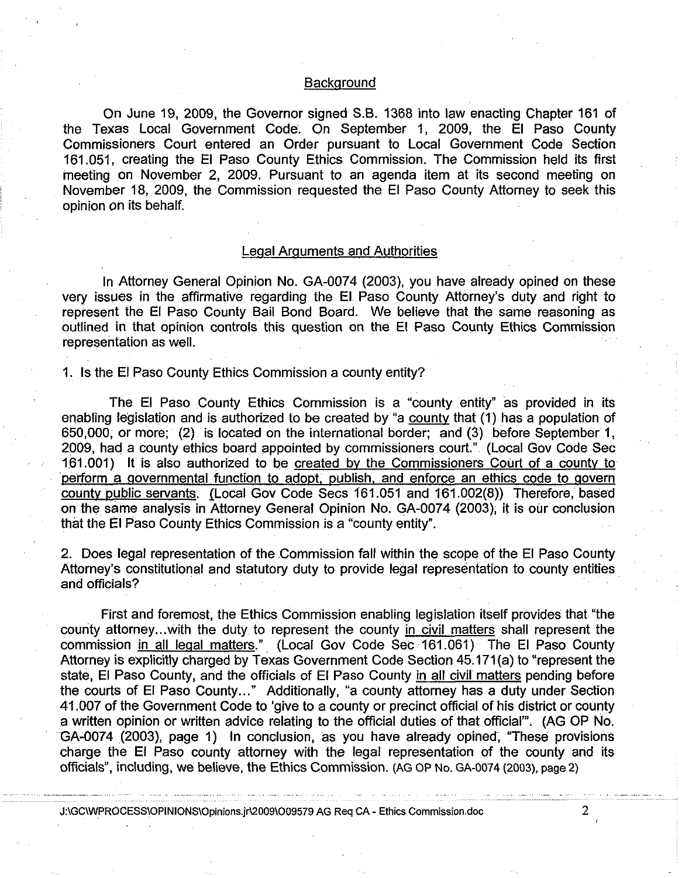## Background

On June 19, 2009, the Governor signed S.B. 1368 into law enacting Chapter 161 of the Texas Local Government Code. On September 1, 2009, the El Paso County Commissioners Court entered an Order pursuant to Local Government Code Section 161.051, creating the El Paso County Ethics Commission. The Commission held its first meeting on November 2, 2009. Pursuant to an agenda item at its second meeting on November 18, 2009, the Commission requested the El Paso County Attorney to seek this opinion on its behalf.

## Legal Arguments and Authorities

In Attorney General Opinion No. GA-0074 (2003), you have already opined on these very issues in the affirmative regarding the El Paso County Attorney's duty and right to represent the El Paso County Bail Bond Board. We believe that the same reasoning as outlined in that opinion controls this question on the El Paso County Ethics Commission representation as well.

1. Is the El Paso County Ethics Commission a county entity?

The El Paso County Ethics Commission is a "county entity" as provided in its enabling legislation and is authorized to be created by "a <u>county</u> that (1) has a population of 650,000, or more; (2) is located on the international border; and (3) before September 1, 2009, had a county ethics board appointed by commissioners court." (Local Gov Code Sec 161.001) It is also authorized to be <u>created by the Commissioners Court of a county to perform a governmental function to adopt, publish, and enforce an ethics code to govern county public servants</u>. (Local Gov Code Secs 161.051 and 161.002(8)) Therefore, based on the same analysis in Attorney General Opinion No. GA-0074 (2003), it is our conclusion that the El Paso County Ethics Commission is a "county entity".

2. Does legal representation of the Commission fall within the scope of the El Paso County Attorney's constitutional and statutory duty to provide legal representation to county entities and officials?

First and foremost, the Ethics Commission enabling legislation itself provides that "the county attorney...with the duty to represent the county <u>in civil matters</u> shall represent the commission <u>in all legal matters</u>." (Local Gov Code Sec 161.061) The El Paso County Attorney is explicitly charged by Texas Government Code Section 45.171(a) to "represent the state, El Paso County, and the officials of El Paso County <u>in all civil matters</u> pending before the courts of El Paso County..." Additionally, "a county attorney has a duty under Section 41.007 of the Government Code to 'give to a county or precinct official of his district or county a written opinion or written advice relating to the official duties of that official'". (AG OP No. GA-0074 (2003), page 1) In conclusion, as you have already opined, "These provisions charge the El Paso county attorney with the legal representation of the county and its officials", including, we believe, the Ethics Commission. (AG OP No. GA-0074 (2003), page 2)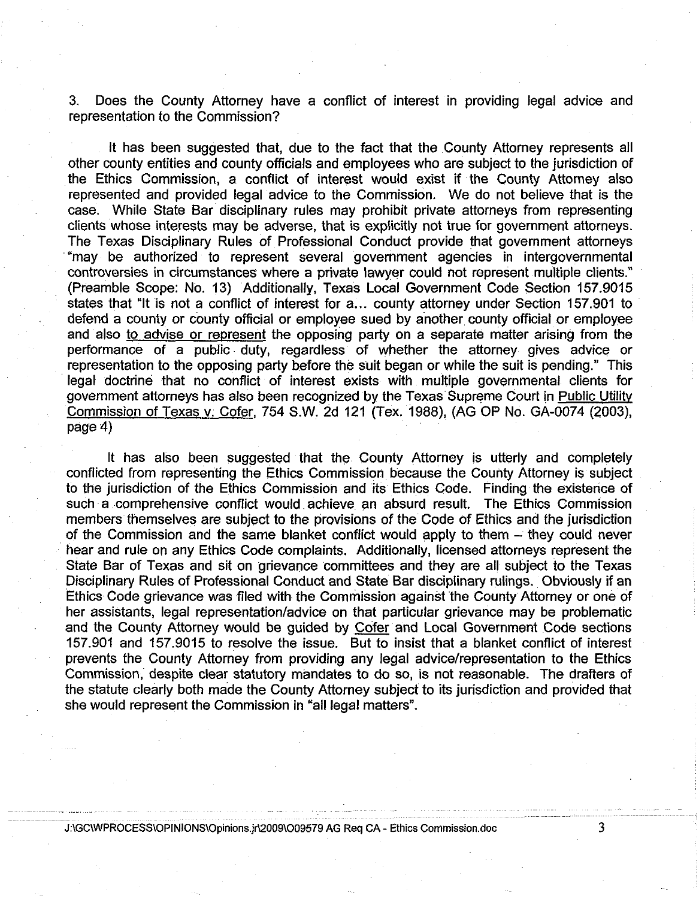3. Does the County Attorney have a conflict of interest in providing legal advice and representation to the Commission?

It has been suggested that, due to the fact that the County Attorney represents all other county entities and county officials and employees who are subject to the jurisdiction of the Ethics Commission, a conflict of interest would exist if the County Attorney also represented and provided legal advice to the Commission. We do not believe that is the case. While State Bar disciplinary rules may prohibit private attorneys from representing clients whose interests may be adverse, that is explicitly not true for government attorneys. The Texas Disciplinary Rules of Professional Conduct provide that government attorneys "may be authorized to represent several government agencies in intergovernmental controversies in circumstances where a private lawyer could not represent multiple clients." (Preamble Scope: No. 13) Additionally, Texas Local Government Code Section 157.9015 states that "It is not a conflict of interest for a... county attorney under Section 157.901 to defend a county or county official or employee sued by another county official or employee and also to advise or represent the opposing party on a separate matter arising from the performance of a public duty, regardless of whether the attorney gives advice or representation to the opposing party before the suit began or while the suit is pending." This legal doctrine that no conflict of interest exists with multiple governmental clients for government attorneys has also been recognized by the Texas Supreme Court in Public Utility Commission of Texas v. Cofer, 754 S.W. 2d 121 (Tex. 1988), (AG OP No. GA-0074 (2003), page 4)

It has also been suggested that the County Attorney is utterly and completely conflicted from representing the Ethics Commission because the County Attorney is subject to the jurisdiction of the Ethics Commission and its Ethics Code. Finding the existence of such a comprehensive conflict would achieve an absurd result. The Ethics Commission members themselves are subject to the provisions of the Code of Ethics and the jurisdiction of the Commission and the same blanket conflict would apply to them – they could never hear and rule on any Ethics Code complaints. Additionally, licensed attorneys represent the State Bar of Texas and sit on grievance committees and they are all subject to the Texas Disciplinary Rules of Professional Conduct and State Bar disciplinary rulings. Obviously if an Ethics Code grievance was filed with the Commission against the County Attorney or one of her assistants, legal representation/advice on that particular grievance may be problematic and the County Attorney would be guided by Cofer and Local Government Code sections 157.901 and 157.9015 to resolve the issue. But to insist that a blanket conflict of interest prevents the County Attorney from providing any legal advice/representation to the Ethics Commission, despite clear statutory mandates to do so, is not reasonable. The drafters of the statute clearly both made the County Attorney subject to its jurisdiction and provided that she would represent the Commission in "all legal matters".

J:\GC\WPROCESS\OPINIONS\Opinions.jr\2009\O09579 AG Req CA - Ethics Commission.doc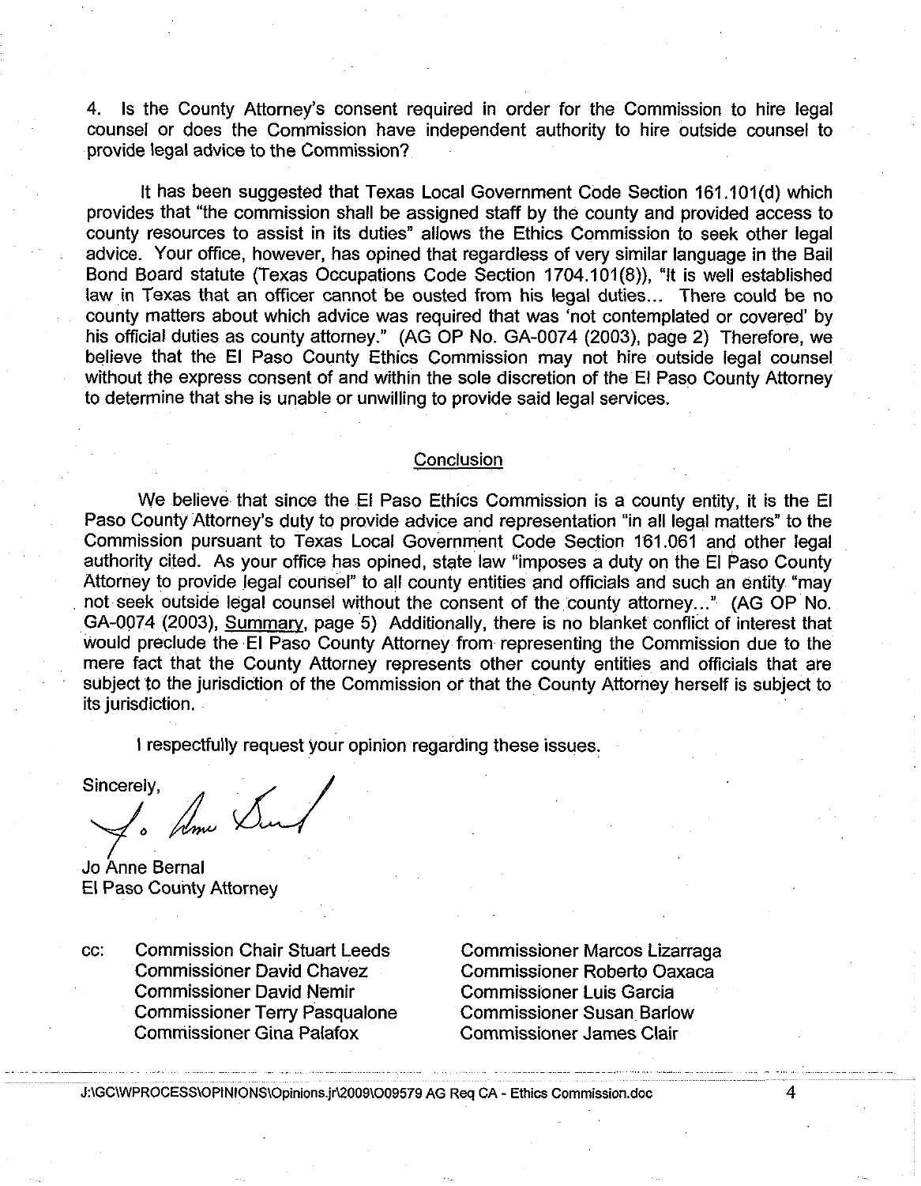4. Is the County Attorney's consent required in order for the Commission to hire legal counsel or does the Commission have independent authority to hire outside counsel to provide legal advice to the Commission?

It has been suggested that Texas Local Government Code Section 161.101(d) which provides that "the commission shall be assigned staff by the county and provided access to county resources to assist in its duties" allows the Ethics Commission to seek other legal advice. Your office, however, has opined that regardless of very similar language in the Bail Bond Board statute (Texas Occupations Code Section 1704.101(8)), "It is well established law in Texas that an officer cannot be ousted from his legal duties... There could be no county matters about which advice was required that was 'not contemplated or covered' by his official duties as county attorney." (AG OP No. GA-0074 (2003), page 2) Therefore, we believe that the El Paso County Ethics Commission may not hire outside legal counsel without the express consent of and within the sole discretion of the El Paso County Attorney to determine that she is unable or unwilling to provide said legal services.

## Conclusion

We believe that since the El Paso Ethics Commission is a county entity, it is the El Paso County Attorney's duty to provide advice and representation "in all legal matters" to the Commission pursuant to Texas Local Government Code Section 161.061 and other legal authority cited. As your office has opined, state law "imposes a duty on the El Paso County Attorney to provide legal counsel" to all county entities and officials and such an entity "may not seek outside legal counsel without the consent of the county attorney..." (AG OP No. GA-0074 (2003), Summary, page 5) Additionally, there is no blanket conflict of interest that would preclude the El Paso County Attorney from representing the Commission due to the mere fact that the County Attorney represents other county entities and officials that are subject to the jurisdiction of the Commission or that the County Attorney herself is subject to its jurisdiction.

I respectfully request your opinion regarding these issues.

Sincerely,

Jo Anne Bernal
El Paso County Attorney

cc: Commission Chair Stuart Leeds
Commissioner David Chavez
Commissioner David Nemir
Commissioner Terry Pasqualone
Commissioner Gina Palafox
Commissioner Marcos Lizarraga
Commissioner Roberto Oaxaca
Commissioner Luis Garcia
Commissioner Susan Barlow
Commissioner James Clair

J:\GC\WPROCESS\OPINIONS\Opinions.jr\2009\O09579 AG Req CA - Ethics Commission.doc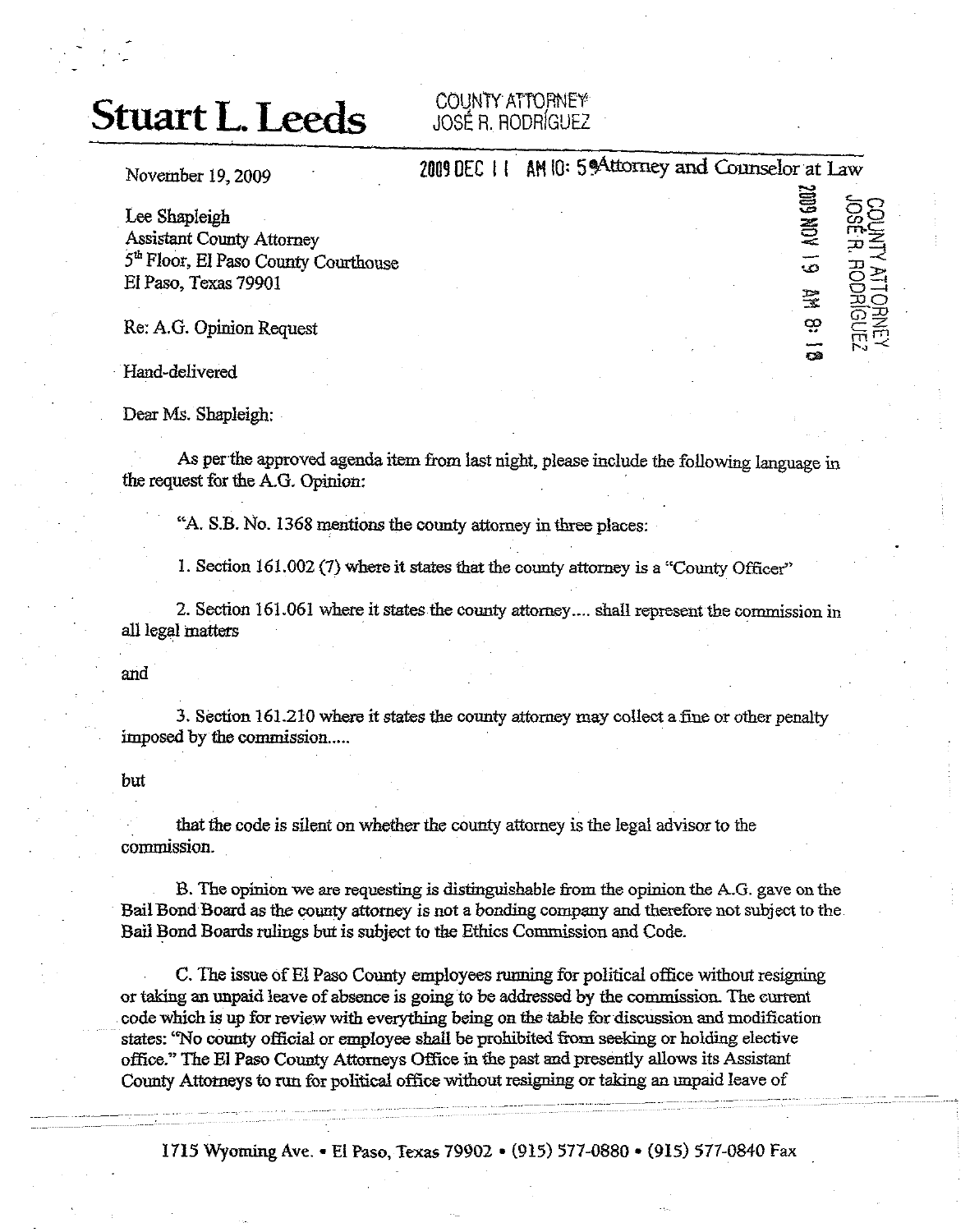# Stuart L. Leeds

COUNTY ATTORNEY
JOSÉ R. RODRÍGUEZ

2009 DEC 11 AM 10: 59

Attorney and Counselor at Law

November 19, 2009

2009 NOV 19 AM 8: 18
COUNTY ATTORNEY
JOSÉ R. RODRÍGUEZ

Lee Shapleigh
Assistant County Attorney
5th Floor, El Paso County Courthouse
El Paso, Texas 79901

Re: A.G. Opinion Request

Hand-delivered

Dear Ms. Shapleigh:

As per the approved agenda item from last night, please include the following language in the request for the A.G. Opinion:

"A. S.B. No. 1368 mentions the county attorney in three places:

1. Section 161.002 (7) where it states that the county attorney is a "County Officer"

2. Section 161.061 where it states the county attorney.... shall represent the commission in all legal matters

and

3. Section 161.210 where it states the county attorney may collect a fine or other penalty imposed by the commission.....

but

that the code is silent on whether the county attorney is the legal advisor to the commission.

B. The opinion we are requesting is distinguishable from the opinion the A.G. gave on the Bail Bond Board as the county attorney is not a bonding company and therefore not subject to the Bail Bond Boards rulings but is subject to the Ethics Commission and Code.

C. The issue of El Paso County employees running for political office without resigning or taking an unpaid leave of absence is going to be addressed by the commission. The current code which is up for review with everything being on the table for discussion and modification states: "No county official or employee shall be prohibited from seeking or holding elective office." The El Paso County Attorneys Office in the past and presently allows its Assistant County Attorneys to run for political office without resigning or taking an unpaid leave of

1715 Wyoming Ave. • El Paso, Texas 79902 • (915) 577-0880 • (915) 577-0840 Fax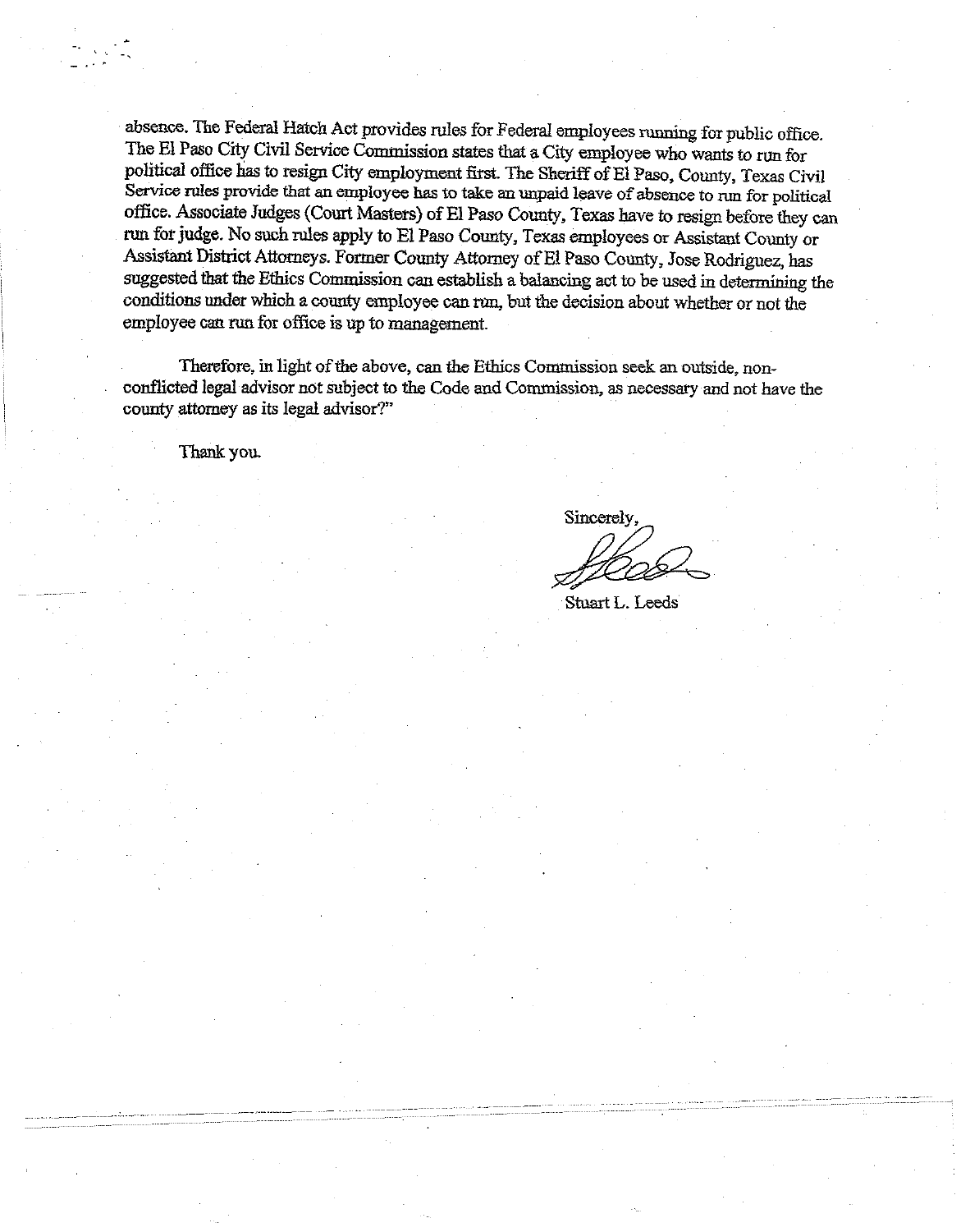absence. The Federal Hatch Act provides rules for Federal employees running for public office. The El Paso City Civil Service Commission states that a City employee who wants to run for political office has to resign City employment first. The Sheriff of El Paso, County, Texas Civil Service rules provide that an employee has to take an unpaid leave of absence to run for political office. Associate Judges (Court Masters) of El Paso County, Texas have to resign before they can run for judge. No such rules apply to El Paso County, Texas employees or Assistant County or Assistant District Attorneys. Former County Attorney of El Paso County, Jose Rodriguez, has suggested that the Ethics Commission can establish a balancing act to be used in determining the conditions under which a county employee can run, but the decision about whether or not the employee can run for office is up to management.

Therefore, in light of the above, can the Ethics Commission seek an outside, non-conflicted legal advisor not subject to the Code and Commission, as necessary and not have the county attorney as its legal advisor?"

Thank you.

Sincerely,

Stuart L. Leeds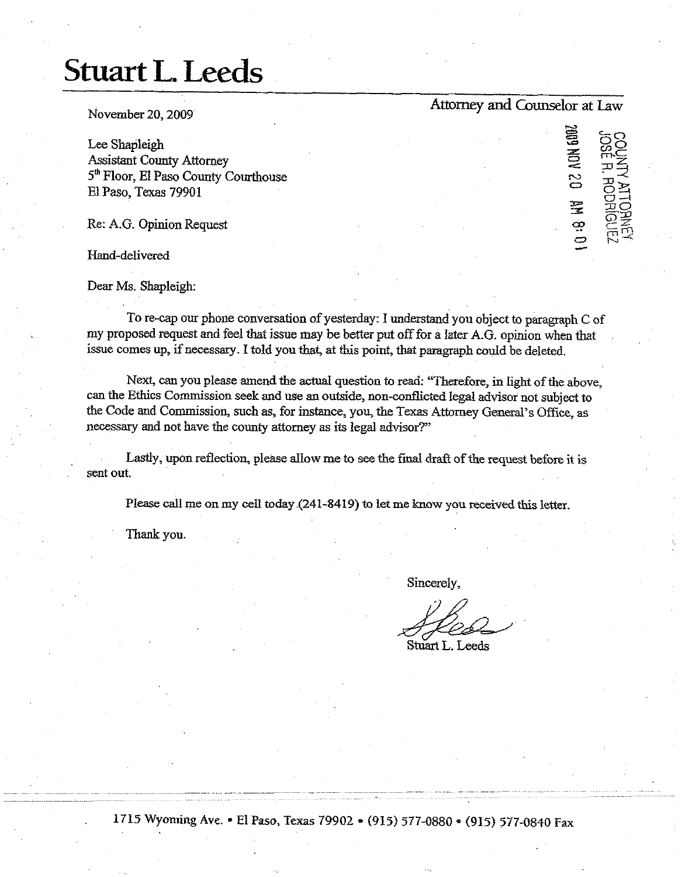# Stuart L. Leeds

Attorney and Counselor at Law

November 20, 2009

COUNTY ATTORNEY
JOSÉ R. RODRÍGUEZ
2009 NOV 20 AM 8:01

Lee Shapleigh
Assistant County Attorney
5th Floor, El Paso County Courthouse
El Paso, Texas 79901

Re: A.G. Opinion Request

Hand-delivered

Dear Ms. Shapleigh:

To re-cap our phone conversation of yesterday: I understand you object to paragraph C of my proposed request and feel that issue may be better put off for a later A.G. opinion when that issue comes up, if necessary. I told you that, at this point, that paragraph could be deleted.

Next, can you please amend the actual question to read: "Therefore, in light of the above, can the Ethics Commission seek and use an outside, non-conflicted legal advisor not subject to the Code and Commission, such as, for instance, you, the Texas Attorney General's Office, as necessary and not have the county attorney as its legal advisor?"

Lastly, upon reflection, please allow me to see the final draft of the request before it is sent out.

Please call me on my cell today (241-8419) to let me know you received this letter.

Thank you.

Sincerely,

Stuart L. Leeds

1715 Wyoming Ave. • El Paso, Texas 79902 • (915) 577-0880 • (915) 577-0840 Fax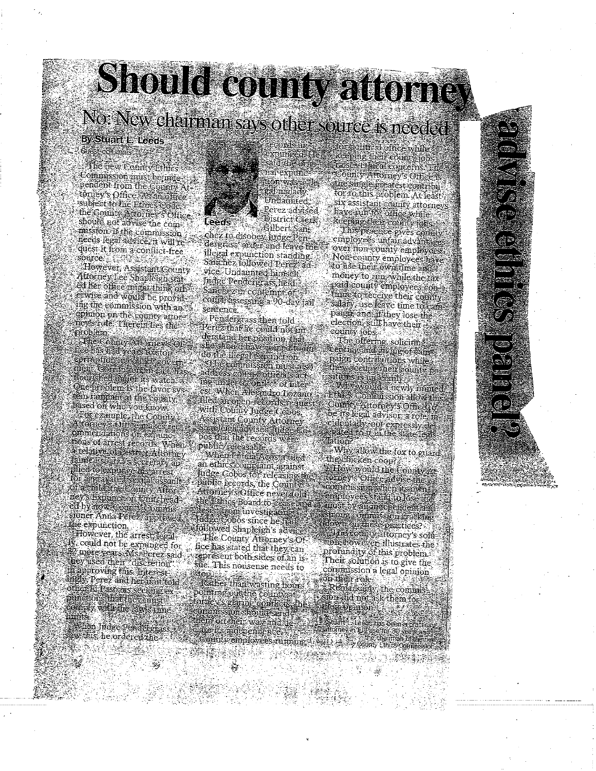# Should county attorney advise ethics panel?

## No: New chairman says other source is needed

**By Stuart L. Leeds**

Guest columnist

The new County Ethics Commission must be independent from the County Attorney's Office. As an office subject to the Ethics Code, the County Attorney's Office should not advise the commission. If the commission needs legal advice, it will request it from a conflict-free source.

However, Assistant County Attorney Lee Shapleigh stated her office might think otherwise and would be providing the commission with an opinion on the county attorney's role. Therein lies the problem.

The County Attorney's Office has had years to stop corruption in county government. Corruption, in fact, has flourished under its watch. One problem is the favor system rampant at the county, based on who you know.

For example, the County Attorney's Office makes recommendations on expunctions of arrest records. When a relative of District Attorney Jaime Esparza's secretary applied to expunge his arrest for aggravated sexual assault of a child, the County Attorney's Expunction Unit, headed by now-County Commissioner Anna Perez, approved the expunction.

However, the arrest, legally, could not be expunged for 32 more years. Ms. Perez said they used their "discretion" in approving this. Interestingly, Perez and her unit told other El Pasoans seeking expunctions that they must comply with the laws' time limits.

When Judge Pendergrass saw this, he ordered the records unexpunged. He said the original expunction was "a legal malady." Undaunted, Perez advised District Clerk Gilbert Sanchez to disobey Judge Pendergrass' order and leave the illegal expunction standing. Sanchez followed Perez' advice. Undaunted himself, Judge Pendergrass held Sanchez in contempt of court, assessing a 90-day jail sentence.

Pendergrass then told Perez that he could not understand her position, that she should have joined to undo the illegal expunction.

The commission must also address county officials acting under a conflict of interest. When Alejandro Lozano filed an open-records request with County Judge Cobos, Assistant County Attorney Shapleigh advised Judge Cobos that the records were public/releasable.

When Emma Acosta filed an ethics complaint against Judge Cobos for releasing the public records, the County Attorney's Office never told the Ethics Board to cease and desist from investigating Judge Cobos since he had followed Shapleigh's advice.

The County Attorney's Office has stated that they can represent both sides of an issue. This nonsense needs to stop.

Rather than wasting hours pointing out the county attorney's glaring conflicts, the commission should send them on their way and declare its independence.

County employees running for political office while keeping their county jobs raises ethical concerns. The County Attorney's Office is the single greatest contributor to this problem. At least six assistant county attorneys have run for office while keeping their county jobs.

This practice gives county employees unfair advantages over non-county employees. Non-county employees have to use their own time and money to run, while the tax-paid county employees continue to receive their county salary, use leave time to campaign and, if they lose the election, still have their county jobs.

The offering, soliciting, accepting and giving of campaign contributions while they occupy their county positions is unseemly.

Why would a newly minted Ethics Commission allow the County Attorney's Office to be its legal advisor, a role incidentally not expressly delegated to it in the state legislation?

Why allow the fox to guard the chicken coop?

How would the County Attorney's Office advise the commission when its own employees stand to lose the most by an independent and strong commission cracking down on these practices?

The county attorney's solution, however, illustrates the profundity of this problem. Their solution is to give the commission a legal opinion on their role.

Remarkably, the commission did not ask them for their opinion.

*Stuart L. Leeds has been a practicing attorney in El Paso for 30 years and is the chairman of the new County Ethics Commission.*